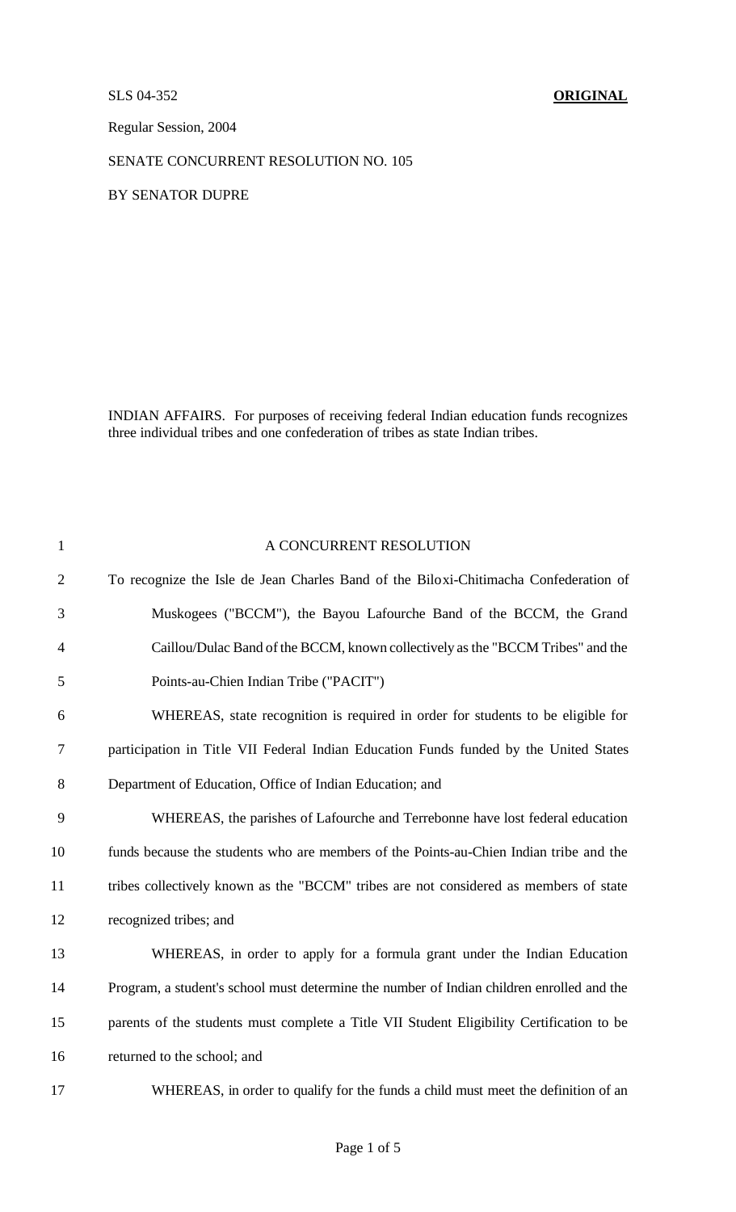SLS 04-352 **ORIGINAL**

Regular Session, 2004

SENATE CONCURRENT RESOLUTION NO. 105

BY SENATOR DUPRE

INDIAN AFFAIRS. For purposes of receiving federal Indian education funds recognizes three individual tribes and one confederation of tribes as state Indian tribes.

A CONCURRENT RESOLUTION

To recognize the Isle de Jean Charles Band of the Biloxi-Chitimacha Confederation of Muskogees ("BCCM"), the Bayou Lafourche Band of the BCCM, the Grand Caillou/Dulac Band of the BCCM, known collectively as the "BCCM Tribes" and the Points-au-Chien Indian Tribe ("PACIT")

WHEREAS, state recognition is required in order for students to be eligible for participation in Title VII Federal Indian Education Funds funded by the United States Department of Education, Office of Indian Education; and

WHEREAS, the parishes of Lafourche and Terrebonne have lost federal education funds because the students who are members of the Points-au-Chien Indian tribe and the tribes collectively known as the "BCCM" tribes are not considered as members of state recognized tribes; and

WHEREAS, in order to apply for a formula grant under the Indian Education Program, a student's school must determine the number of Indian children enrolled and the parents of the students must complete a Title VII Student Eligibility Certification to be returned to the school; and

WHEREAS, in order to qualify for the funds a child must meet the definition of an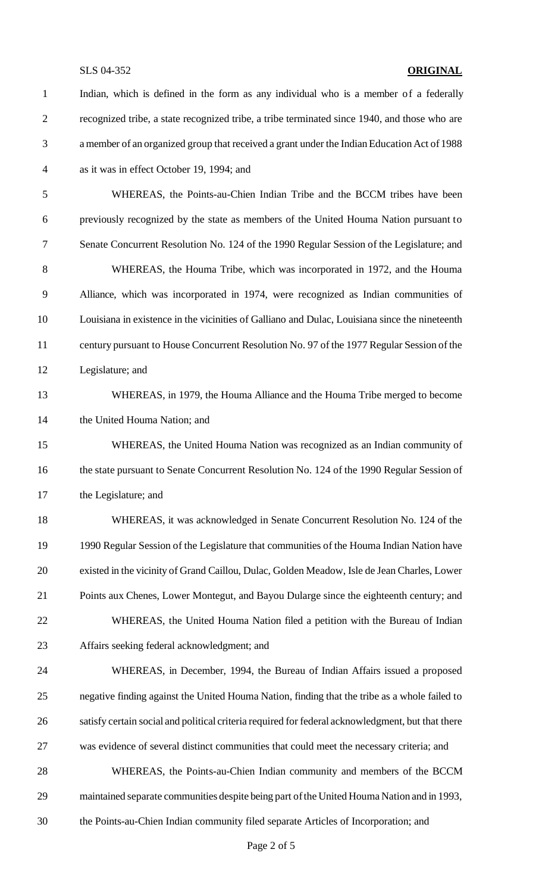Indian, which is defined in the form as any individual who is a member of a federally recognized tribe, a state recognized tribe, a tribe terminated since 1940, and those who are a member of an organized group that received a grant under the Indian Education Act of 1988 as it was in effect October 19, 1994; and

WHEREAS, the Points-au-Chien Indian Tribe and the BCCM tribes have been previously recognized by the state as members of the United Houma Nation pursuant to Senate Concurrent Resolution No. 124 of the 1990 Regular Session of the Legislature; and

WHEREAS, the Houma Tribe, which was incorporated in 1972, and the Houma Alliance, which was incorporated in 1974, were recognized as Indian communities of Louisiana in existence in the vicinities of Galliano and Dulac, Louisiana since the nineteenth century pursuant to House Concurrent Resolution No. 97 of the 1977 Regular Session of the Legislature; and

WHEREAS, in 1979, the Houma Alliance and the Houma Tribe merged to become the United Houma Nation; and

WHEREAS, the United Houma Nation was recognized as an Indian community of the state pursuant to Senate Concurrent Resolution No. 124 of the 1990 Regular Session of the Legislature; and

WHEREAS, it was acknowledged in Senate Concurrent Resolution No. 124 of the 1990 Regular Session of the Legislature that communities of the Houma Indian Nation have existed in the vicinity of Grand Caillou, Dulac, Golden Meadow, Isle de Jean Charles, Lower Points aux Chenes, Lower Montegut, and Bayou Dularge since the eighteenth century; and

WHEREAS, the United Houma Nation filed a petition with the Bureau of Indian Affairs seeking federal acknowledgment; and

WHEREAS, in December, 1994, the Bureau of Indian Affairs issued a proposed negative finding against the United Houma Nation, finding that the tribe as a whole failed to satisfy certain social and political criteria required for federal acknowledgment, but that there was evidence of several distinct communities that could meet the necessary criteria; and

WHEREAS, the Points-au-Chien Indian community and members of the BCCM maintained separate communities despite being part of the United Houma Nation and in 1993, the Points-au-Chien Indian community filed separate Articles of Incorporation; and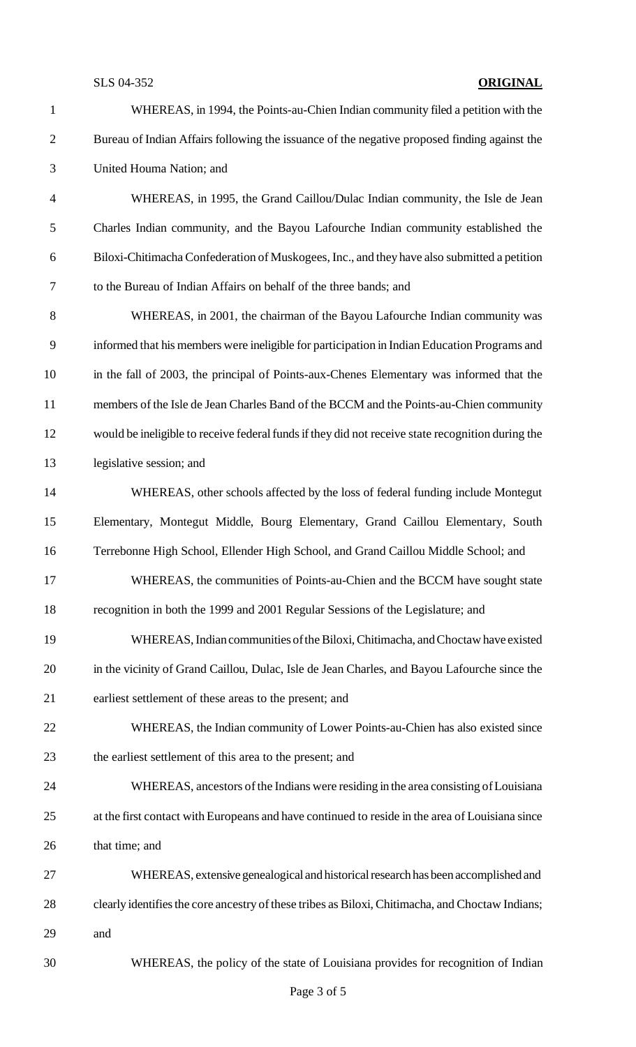WHEREAS, in 1994, the Points-au-Chien Indian community filed a petition with the Bureau of Indian Affairs following the issuance of the negative proposed finding against the United Houma Nation; and

WHEREAS, in 1995, the Grand Caillou/Dulac Indian community, the Isle de Jean Charles Indian community, and the Bayou Lafourche Indian community established the Biloxi-Chitimacha Confederation of Muskogees, Inc., and they have also submitted a petition to the Bureau of Indian Affairs on behalf of the three bands; and

WHEREAS, in 2001, the chairman of the Bayou Lafourche Indian community was informed that his members were ineligible for participation in Indian Education Programs and in the fall of 2003, the principal of Points-aux-Chenes Elementary was informed that the members of the Isle de Jean Charles Band of the BCCM and the Points-au-Chien community would be ineligible to receive federal funds if they did not receive state recognition during the legislative session; and

WHEREAS, other schools affected by the loss of federal funding include Montegut Elementary, Montegut Middle, Bourg Elementary, Grand Caillou Elementary, South Terrebonne High School, Ellender High School, and Grand Caillou Middle School; and

WHEREAS, the communities of Points-au-Chien and the BCCM have sought state recognition in both the 1999 and 2001 Regular Sessions of the Legislature; and

WHEREAS, Indian communities of the Biloxi, Chitimacha, and Choctaw have existed in the vicinity of Grand Caillou, Dulac, Isle de Jean Charles, and Bayou Lafourche since the earliest settlement of these areas to the present; and

WHEREAS, the Indian community of Lower Points-au-Chien has also existed since the earliest settlement of this area to the present; and

WHEREAS, ancestors of the Indians were residing in the area consisting of Louisiana at the first contact with Europeans and have continued to reside in the area of Louisiana since that time; and

WHEREAS, extensive genealogical and historical research has been accomplished and clearly identifies the core ancestry of these tribes as Biloxi, Chitimacha, and Choctaw Indians; and

WHEREAS, the policy of the state of Louisiana provides for recognition of Indian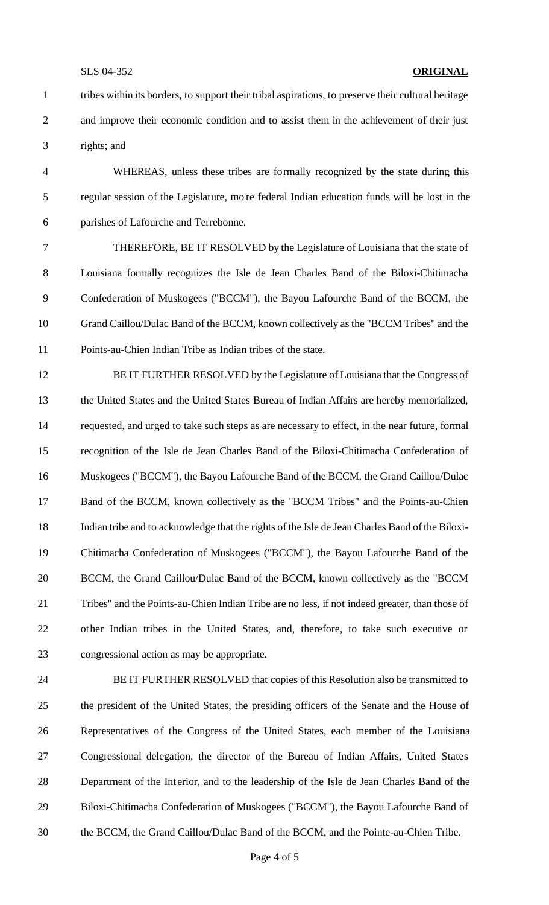tribes within its borders, to support their tribal aspirations, to preserve their cultural heritage and improve their economic condition and to assist them in the achievement of their just rights; and

WHEREAS, unless these tribes are formally recognized by the state during this regular session of the Legislature, more federal Indian education funds will be lost in the parishes of Lafourche and Terrebonne.

THEREFORE, BE IT RESOLVED by the Legislature of Louisiana that the state of Louisiana formally recognizes the Isle de Jean Charles Band of the Biloxi-Chitimacha Confederation of Muskogees ("BCCM"), the Bayou Lafourche Band of the BCCM, the Grand Caillou/Dulac Band of the BCCM, known collectively as the "BCCM Tribes" and the Points-au-Chien Indian Tribe as Indian tribes of the state.

BE IT FURTHER RESOLVED by the Legislature of Louisiana that the Congress of the United States and the United States Bureau of Indian Affairs are hereby memorialized, requested, and urged to take such steps as are necessary to effect, in the near future, formal recognition of the Isle de Jean Charles Band of the Biloxi-Chitimacha Confederation of Muskogees ("BCCM"), the Bayou Lafourche Band of the BCCM, the Grand Caillou/Dulac Band of the BCCM, known collectively as the "BCCM Tribes" and the Points-au-Chien Indian tribe and to acknowledge that the rights of the Isle de Jean Charles Band of the Biloxi-Chitimacha Confederation of Muskogees ("BCCM"), the Bayou Lafourche Band of the BCCM, the Grand Caillou/Dulac Band of the BCCM, known collectively as the "BCCM Tribes" and the Points-au-Chien Indian Tribe are no less, if not indeed greater, than those of other Indian tribes in the United States, and, therefore, to take such executive or congressional action as may be appropriate.

BE IT FURTHER RESOLVED that copies of this Resolution also be transmitted to the president of the United States, the presiding officers of the Senate and the House of Representatives of the Congress of the United States, each member of the Louisiana Congressional delegation, the director of the Bureau of Indian Affairs, United States Department of the Interior, and to the leadership of the Isle de Jean Charles Band of the Biloxi-Chitimacha Confederation of Muskogees ("BCCM"), the Bayou Lafourche Band of the BCCM, the Grand Caillou/Dulac Band of the BCCM, and the Pointe-au-Chien Tribe.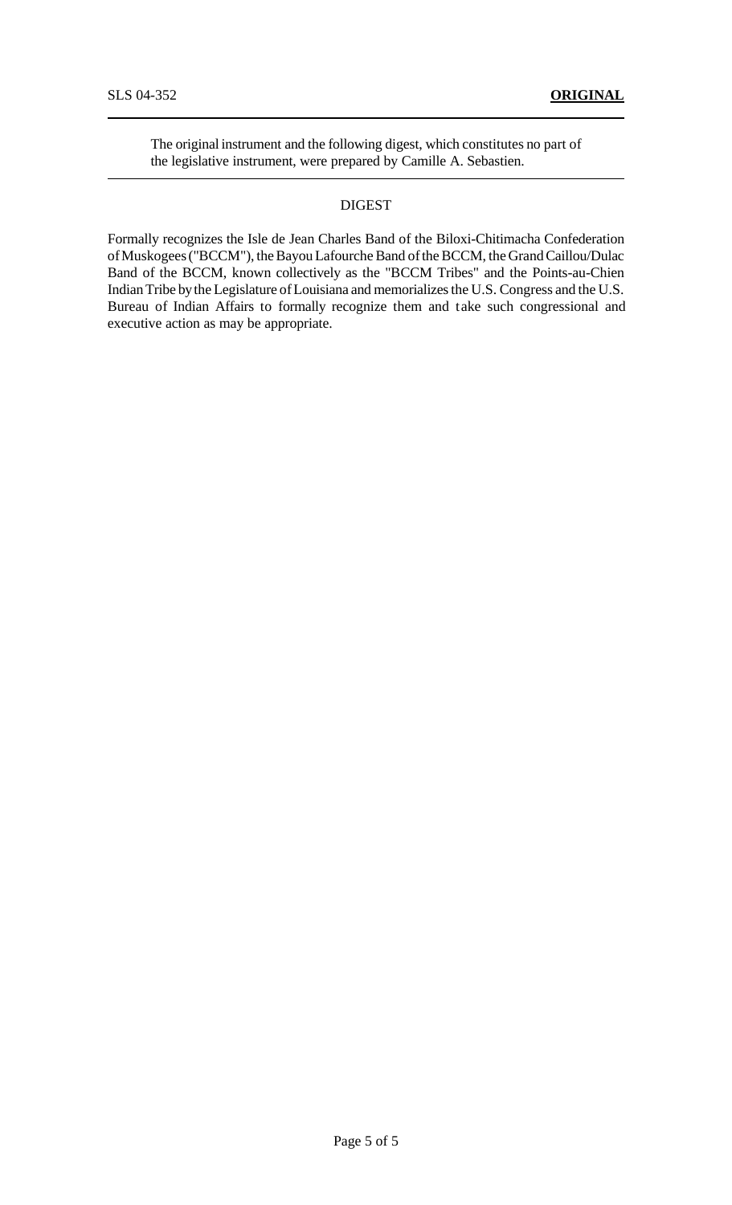SLS 04-352 **ORIGINAL**

The original instrument and the following digest, which constitutes no part of the legislative instrument, were prepared by Camille A. Sebastien.

DIGEST

Formally recognizes the Isle de Jean Charles Band of the Biloxi-Chitimacha Confederation of Muskogees ("BCCM"), the Bayou Lafourche Band of the BCCM, the Grand Caillou/Dulac Band of the BCCM, known collectively as the "BCCM Tribes" and the Points-au-Chien Indian Tribe by the Legislature of Louisiana and memorializes the U.S. Congress and the U.S. Bureau of Indian Affairs to formally recognize them and take such congressional and executive action as may be appropriate.